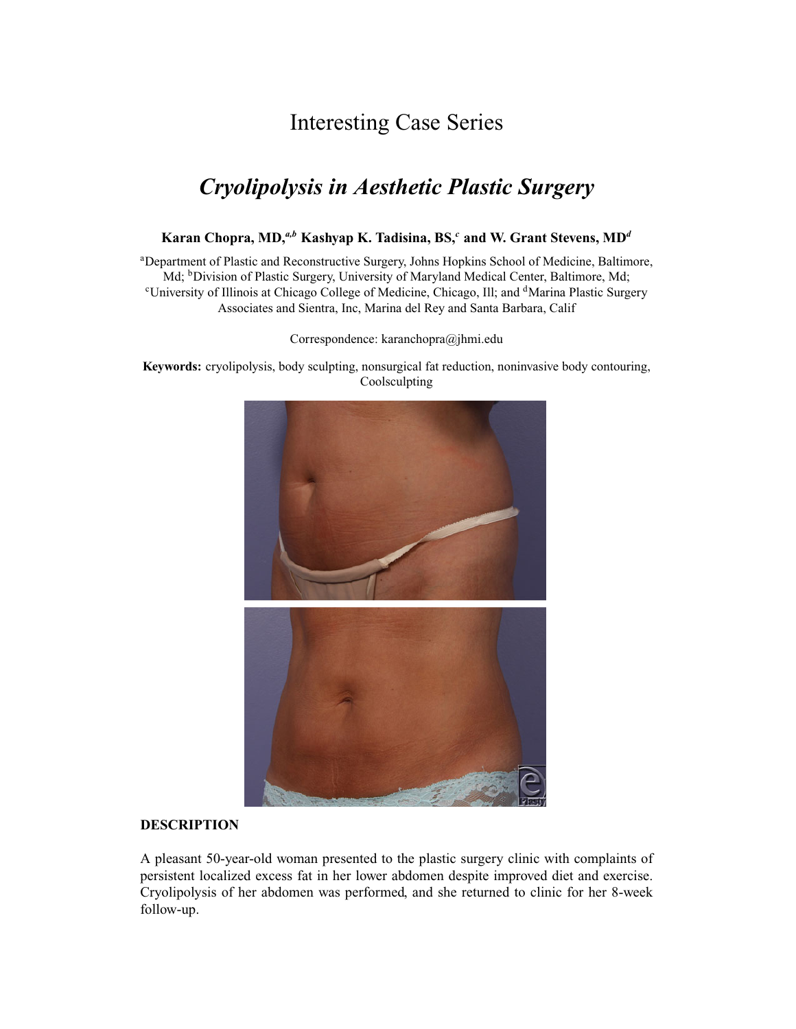# Interesting Case Series

## *Cryolipolysis in Aesthetic Plastic Surgery*

**Karan Chopra, MD,[a,b] Kashyap K. Tadisina, BS,[c] and W. Grant Stevens, MD[d]**

[a]Department of Plastic and Reconstructive Surgery, Johns Hopkins School of Medicine, Baltimore, Md; [b]Division of Plastic Surgery, University of Maryland Medical Center, Baltimore, Md; [c]University of Illinois at Chicago College of Medicine, Chicago, Ill; and [d]Marina Plastic Surgery Associates and Sientra, Inc, Marina del Rey and Santa Barbara, Calif

Correspondence: karanchopra@jhmi.edu

**Keywords:** cryolipolysis, body sculpting, nonsurgical fat reduction, noninvasive body contouring, Coolsculpting

### DESCRIPTION

A pleasant 50-year-old woman presented to the plastic surgery clinic with complaints of persistent localized excess fat in her lower abdomen despite improved diet and exercise. Cryolipolysis of her abdomen was performed, and she returned to clinic for her 8-week follow-up.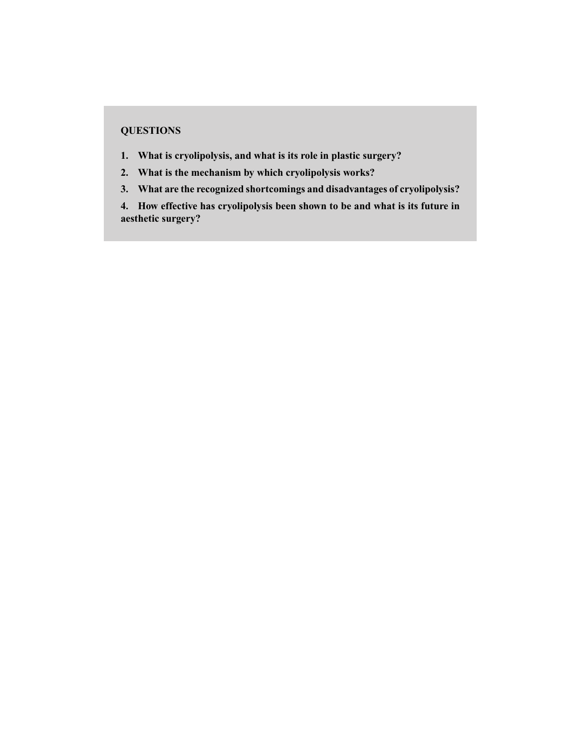## QUESTIONS

1. **What is cryolipolysis, and what is its role in plastic surgery?**
2. **What is the mechanism by which cryolipolysis works?**
3. **What are the recognized shortcomings and disadvantages of cryolipolysis?**
4. **How effective has cryolipolysis been shown to be and what is its future in aesthetic surgery?**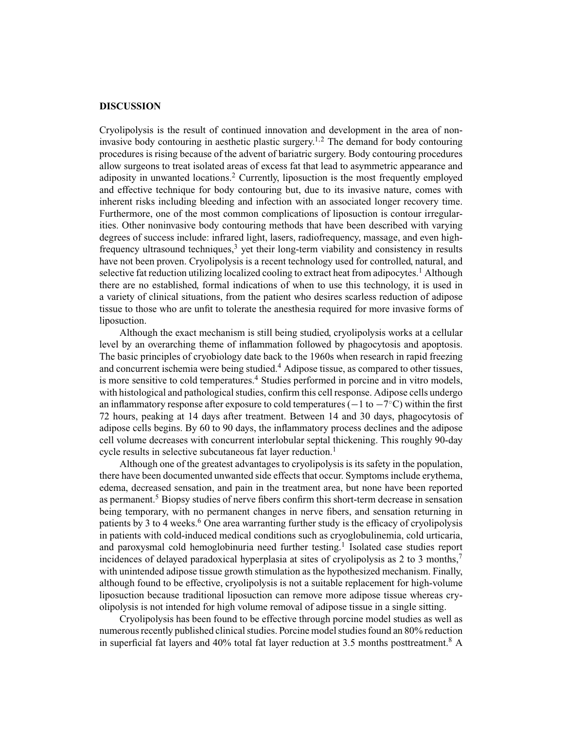## DISCUSSION

Cryolipolysis is the result of continued innovation and development in the area of noninvasive body contouring in aesthetic plastic surgery.[1,2] The demand for body contouring procedures is rising because of the advent of bariatric surgery. Body contouring procedures allow surgeons to treat isolated areas of excess fat that lead to asymmetric appearance and adiposity in unwanted locations.[2] Currently, liposuction is the most frequently employed and effective technique for body contouring but, due to its invasive nature, comes with inherent risks including bleeding and infection with an associated longer recovery time. Furthermore, one of the most common complications of liposuction is contour irregularities. Other noninvasive body contouring methods that have been described with varying degrees of success include: infrared light, lasers, radiofrequency, massage, and even high-frequency ultrasound techniques,[3] yet their long-term viability and consistency in results have not been proven. Cryolipolysis is a recent technology used for controlled, natural, and selective fat reduction utilizing localized cooling to extract heat from adipocytes.[1] Although there are no established, formal indications of when to use this technology, it is used in a variety of clinical situations, from the patient who desires scarless reduction of adipose tissue to those who are unfit to tolerate the anesthesia required for more invasive forms of liposuction.

Although the exact mechanism is still being studied, cryolipolysis works at a cellular level by an overarching theme of inflammation followed by phagocytosis and apoptosis. The basic principles of cryobiology date back to the 1960s when research in rapid freezing and concurrent ischemia were being studied.[4] Adipose tissue, as compared to other tissues, is more sensitive to cold temperatures.[4] Studies performed in porcine and in vitro models, with histological and pathological studies, confirm this cell response. Adipose cells undergo an inflammatory response after exposure to cold temperatures ($-1$ to $-7^{\circ}$C) within the first 72 hours, peaking at 14 days after treatment. Between 14 and 30 days, phagocytosis of adipose cells begins. By 60 to 90 days, the inflammatory process declines and the adipose cell volume decreases with concurrent interlobular septal thickening. This roughly 90-day cycle results in selective subcutaneous fat layer reduction.[1]

Although one of the greatest advantages to cryolipolysis is its safety in the population, there have been documented unwanted side effects that occur. Symptoms include erythema, edema, decreased sensation, and pain in the treatment area, but none have been reported as permanent.[5] Biopsy studies of nerve fibers confirm this short-term decrease in sensation being temporary, with no permanent changes in nerve fibers, and sensation returning in patients by 3 to 4 weeks.[6] One area warranting further study is the efficacy of cryolipolysis in patients with cold-induced medical conditions such as cryoglobulinemia, cold urticaria, and paroxysmal cold hemoglobinuria need further testing.[1] Isolated case studies report incidences of delayed paradoxical hyperplasia at sites of cryolipolysis as 2 to 3 months,[7] with unintended adipose tissue growth stimulation as the hypothesized mechanism. Finally, although found to be effective, cryolipolysis is not a suitable replacement for high-volume liposuction because traditional liposuction can remove more adipose tissue whereas cryolipolysis is not intended for high volume removal of adipose tissue in a single sitting.

Cryolipolysis has been found to be effective through porcine model studies as well as numerous recently published clinical studies. Porcine model studies found an 80% reduction in superficial fat layers and 40% total fat layer reduction at 3.5 months posttreatment.[8] A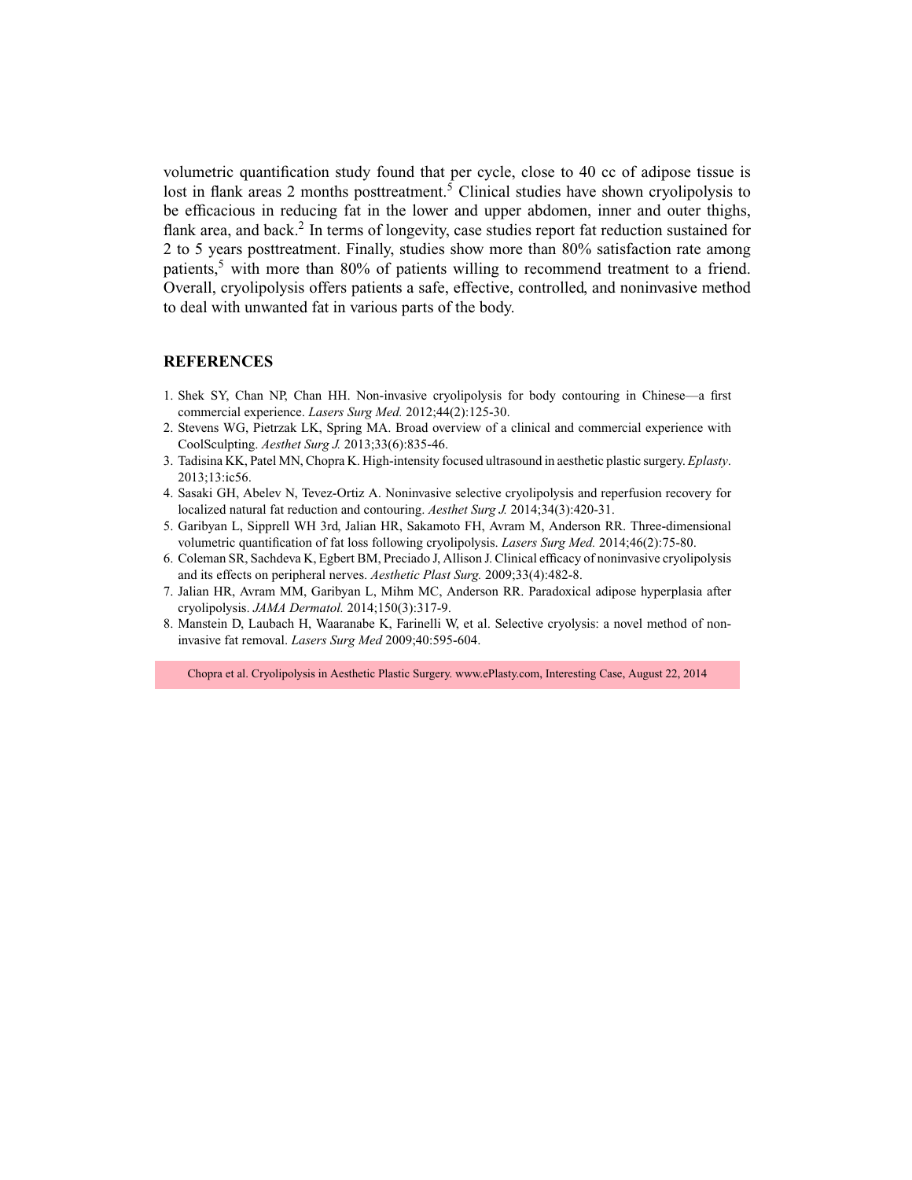volumetric quantification study found that per cycle, close to 40 cc of adipose tissue is lost in flank areas 2 months posttreatment.[5] Clinical studies have shown cryolipolysis to be efficacious in reducing fat in the lower and upper abdomen, inner and outer thighs, flank area, and back.[2] In terms of longevity, case studies report fat reduction sustained for 2 to 5 years posttreatment. Finally, studies show more than 80% satisfaction rate among patients,[5] with more than 80% of patients willing to recommend treatment to a friend. Overall, cryolipolysis offers patients a safe, effective, controlled, and noninvasive method to deal with unwanted fat in various parts of the body.

## REFERENCES

1. Shek SY, Chan NP, Chan HH. Non-invasive cryolipolysis for body contouring in Chinese—a first commercial experience. *Lasers Surg Med.* 2012;44(2):125-30.
2. Stevens WG, Pietrzak LK, Spring MA. Broad overview of a clinical and commercial experience with CoolSculpting. *Aesthet Surg J.* 2013;33(6):835-46.
3. Tadisina KK, Patel MN, Chopra K. High-intensity focused ultrasound in aesthetic plastic surgery. *Eplasty*. 2013;13:ic56.
4. Sasaki GH, Abelev N, Tevez-Ortiz A. Noninvasive selective cryolipolysis and reperfusion recovery for localized natural fat reduction and contouring. *Aesthet Surg J.* 2014;34(3):420-31.
5. Garibyan L, Sipprell WH 3rd, Jalian HR, Sakamoto FH, Avram M, Anderson RR. Three-dimensional volumetric quantification of fat loss following cryolipolysis. *Lasers Surg Med.* 2014;46(2):75-80.
6. Coleman SR, Sachdeva K, Egbert BM, Preciado J, Allison J. Clinical efficacy of noninvasive cryolipolysis and its effects on peripheral nerves. *Aesthetic Plast Surg.* 2009;33(4):482-8.
7. Jalian HR, Avram MM, Garibyan L, Mihm MC, Anderson RR. Paradoxical adipose hyperplasia after cryolipolysis. *JAMA Dermatol.* 2014;150(3):317-9.
8. Manstein D, Laubach H, Waaranabe K, Farinelli W, et al. Selective cryolysis: a novel method of non-invasive fat removal. *Lasers Surg Med* 2009;40:595-604.